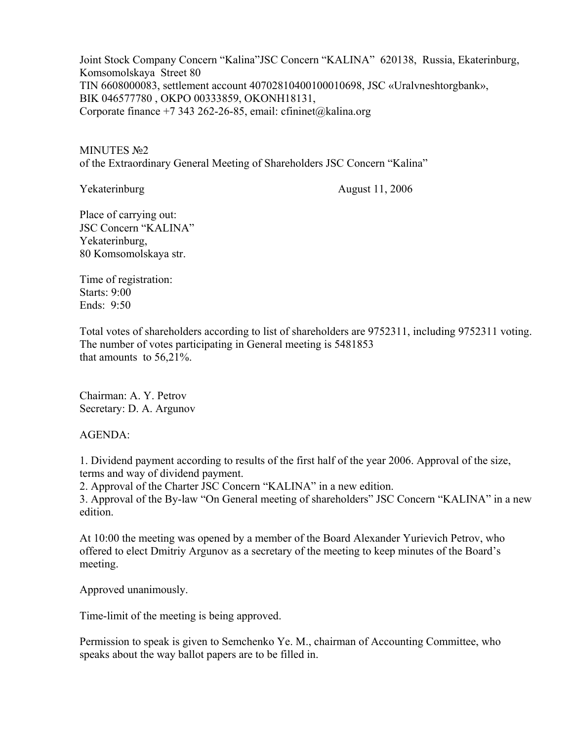Joint Stock Company Concern "Kalina"JSC Concern "KALINA" 620138, Russia, Ekaterinburg, Komsomolskaya Street 80
TIN 6608000083, settlement account 40702810400100010698, JSC «Uralvneshtorgbank», BIK 046577780 , OKPO 00333859, OKONH18131,
Corporate finance +7 343 262-26-85, email: cfininet@kalina.org

MINUTES №2
of the Extraordinary General Meeting of Shareholders JSC Concern "Kalina"

Yekaterinburg August 11, 2006

Place of carrying out:
JSC Concern "KALINA"
Yekaterinburg,
80 Komsomolskaya str.

Time of registration:
Starts: 9:00
Ends: 9:50

Total votes of shareholders according to list of shareholders are 9752311, including 9752311 voting. The number of votes participating in General meeting is 5481853 that amounts to 56,21%.

Chairman: A. Y. Petrov
Secretary: D. A. Argunov

AGENDA:

1. Dividend payment according to results of the first half of the year 2006. Approval of the size, terms and way of dividend payment.
2. Approval of the Charter JSC Concern "KALINA" in a new edition.
3. Approval of the By-law "On General meeting of shareholders" JSC Concern "KALINA" in a new edition.

At 10:00 the meeting was opened by a member of the Board Alexander Yurievich Petrov, who offered to elect Dmitriy Argunov as a secretary of the meeting to keep minutes of the Board's meeting.

Approved unanimously.

Time-limit of the meeting is being approved.

Permission to speak is given to Semchenko Ye. M., chairman of Accounting Committee, who speaks about the way ballot papers are to be filled in.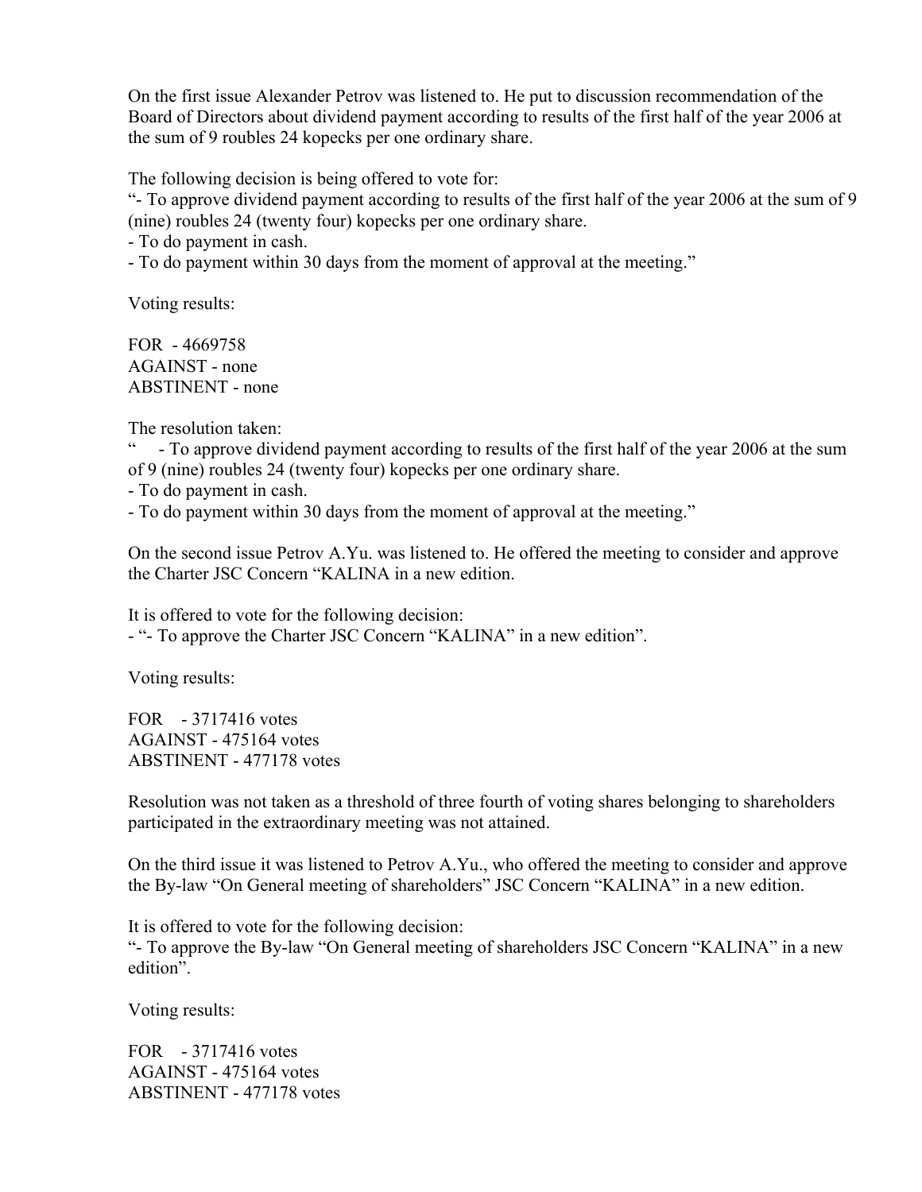On the first issue Alexander Petrov was listened to. He put to discussion recommendation of the Board of Directors about dividend payment according to results of the first half of the year 2006 at the sum of 9 roubles 24 kopecks per one ordinary share.

The following decision is being offered to vote for:
"- To approve dividend payment according to results of the first half of the year 2006 at the sum of 9 (nine) roubles 24 (twenty four) kopecks per one ordinary share.
- To do payment in cash.
- To do payment within 30 days from the moment of approval at the meeting."

Voting results:

FOR - 4669758
AGAINST - none
ABSTINENT - none

The resolution taken:
"   - To approve dividend payment according to results of the first half of the year 2006 at the sum of 9 (nine) roubles 24 (twenty four) kopecks per one ordinary share.
- To do payment in cash.
- To do payment within 30 days from the moment of approval at the meeting."

On the second issue Petrov A.Yu. was listened to. He offered the meeting to consider and approve the Charter JSC Concern "KALINA in a new edition.

It is offered to vote for the following decision:
- "- To approve the Charter JSC Concern "KALINA" in a new edition".

Voting results:

FOR - 3717416 votes
AGAINST - 475164 votes
ABSTINENT - 477178 votes

Resolution was not taken as a threshold of three fourth of voting shares belonging to shareholders participated in the extraordinary meeting was not attained.

On the third issue it was listened to Petrov A.Yu., who offered the meeting to consider and approve the By-law "On General meeting of shareholders" JSC Concern "KALINA" in a new edition.

It is offered to vote for the following decision:
"- To approve the By-law "On General meeting of shareholders JSC Concern "KALINA" in a new edition".

Voting results:

FOR - 3717416 votes
AGAINST - 475164 votes
ABSTINENT - 477178 votes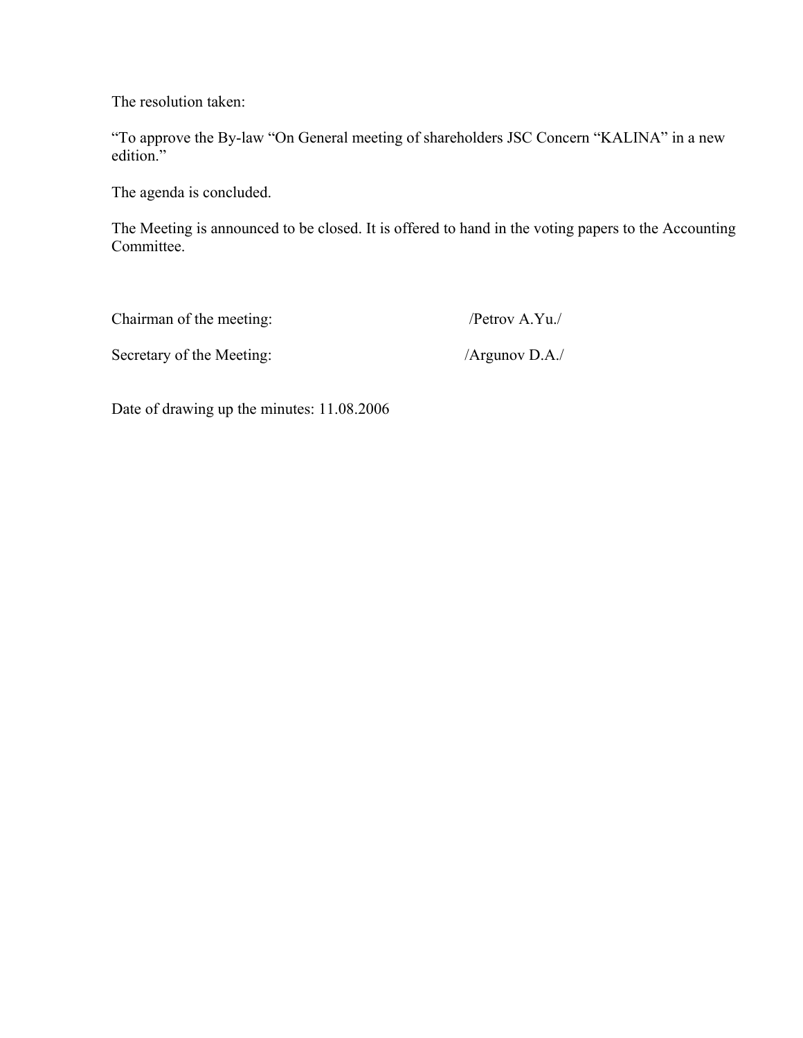The resolution taken:

"To approve the By-law "On General meeting of shareholders JSC Concern "KALINA" in a new edition."

The agenda is concluded.

The Meeting is announced to be closed. It is offered to hand in the voting papers to the Accounting Committee.

Chairman of the meeting: /Petrov A.Yu./

Secretary of the Meeting: /Argunov D.A./

Date of drawing up the minutes: 11.08.2006